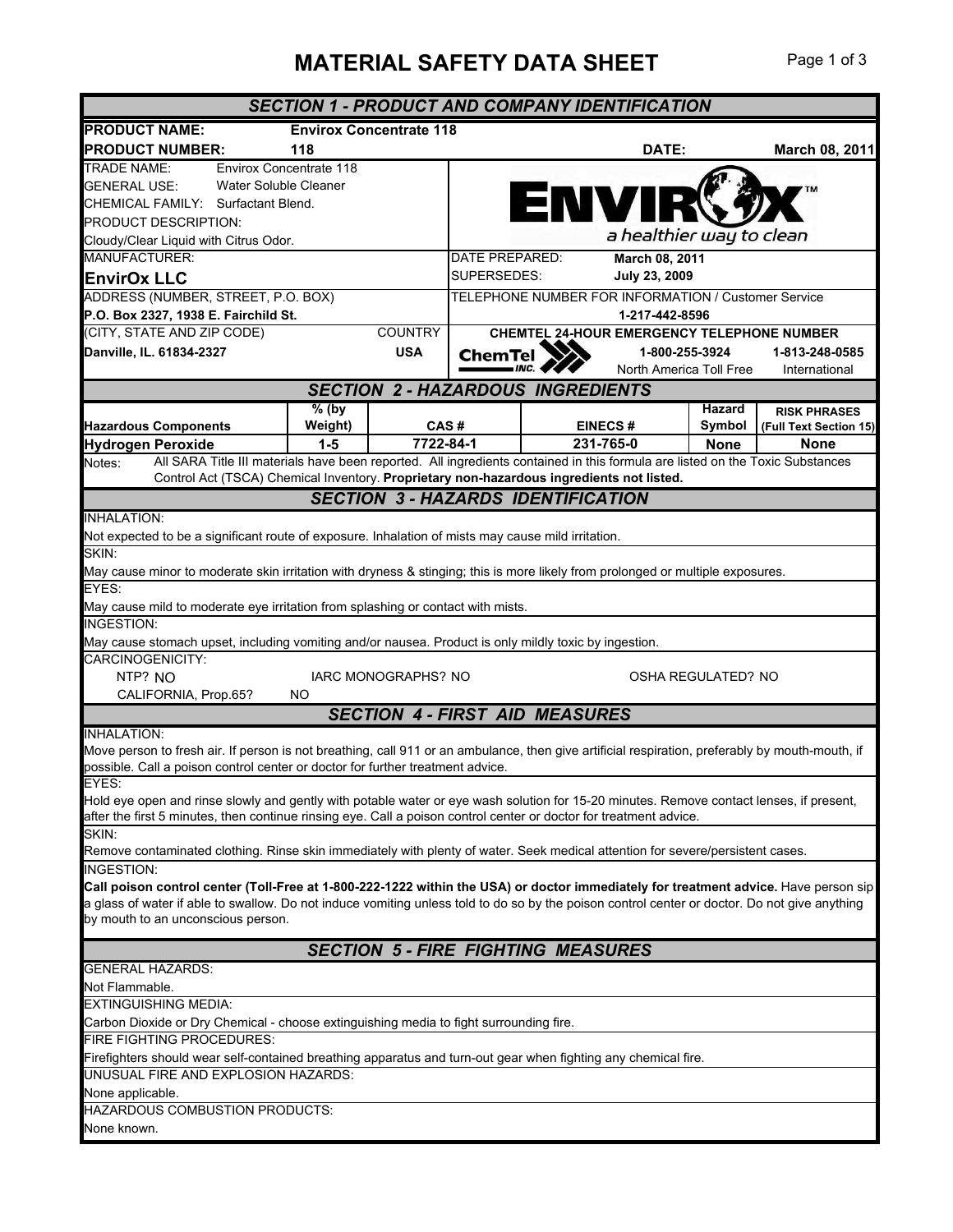# MATERIAL SAFETY DATA SHEET

## SECTION 1 - PRODUCT AND COMPANY IDENTIFICATION

**PRODUCT NAME:** **Envirox Concentrate 118**

**PRODUCT NUMBER:** **118**

**DATE:** **March 08, 2011**

TRADE NAME: Envirox Concentrate 118

GENERAL USE: Water Soluble Cleaner

CHEMICAL FAMILY: Surfactant Blend.

PRODUCT DESCRIPTION:

Cloudy/Clear Liquid with Citrus Odor.

ENVIROX™ a healthier way to clean

MANUFACTURER:

**EnvirOx LLC**

DATE PREPARED: **March 08, 2011**

SUPERSEDES: **July 23, 2009**

ADDRESS (NUMBER, STREET, P.O. BOX)

**P.O. Box 2327, 1938 E. Fairchild St.**

TELEPHONE NUMBER FOR INFORMATION / Customer Service

**1-217-442-8596**

(CITY, STATE AND ZIP CODE) COUNTRY

**Danville, IL. 61834-2327** **USA**

**CHEMTEL 24-HOUR EMERGENCY TELEPHONE NUMBER**

ChemTel Inc.

**1-800-255-3924** North America Toll Free

**1-813-248-0585** International

## SECTION 2 - HAZARDOUS INGREDIENTS

| Hazardous Components | % (by Weight) | CAS # | EINECS # | Hazard Symbol | RISK PHRASES (Full Text Section 15) |
|---|---|---|---|---|---|
| **Hydrogen Peroxide** | **1-5** | **7722-84-1** | **231-765-0** | **None** | **None** |

Notes: All SARA Title III materials have been reported. All ingredients contained in this formula are listed on the Toxic Substances Control Act (TSCA) Chemical Inventory. **Proprietary non-hazardous ingredients not listed.**

## SECTION 3 - HAZARDS IDENTIFICATION

INHALATION:

Not expected to be a significant route of exposure. Inhalation of mists may cause mild irritation.

SKIN:

May cause minor to moderate skin irritation with dryness & stinging; this is more likely from prolonged or multiple exposures.

EYES:

May cause mild to moderate eye irritation from splashing or contact with mists.

INGESTION:

May cause stomach upset, including vomiting and/or nausea. Product is only mildly toxic by ingestion.

CARCINOGENICITY:

NTP? NO IARC MONOGRAPHS? NO OSHA REGULATED? NO

CALIFORNIA, Prop.65? NO

## SECTION 4 - FIRST AID MEASURES

INHALATION:

Move person to fresh air. If person is not breathing, call 911 or an ambulance, then give artificial respiration, preferably by mouth-mouth, if possible. Call a poison control center or doctor for further treatment advice.

EYES:

Hold eye open and rinse slowly and gently with potable water or eye wash solution for 15-20 minutes. Remove contact lenses, if present, after the first 5 minutes, then continue rinsing eye. Call a poison control center or doctor for treatment advice.

SKIN:

Remove contaminated clothing. Rinse skin immediately with plenty of water. Seek medical attention for severe/persistent cases.

INGESTION:

**Call poison control center (Toll-Free at 1-800-222-1222 within the USA) or doctor immediately for treatment advice.** Have person sip a glass of water if able to swallow. Do not induce vomiting unless told to do so by the poison control center or doctor. Do not give anything by mouth to an unconscious person.

## SECTION 5 - FIRE FIGHTING MEASURES

GENERAL HAZARDS:

Not Flammable.

EXTINGUISHING MEDIA:

Carbon Dioxide or Dry Chemical - choose extinguishing media to fight surrounding fire.

FIRE FIGHTING PROCEDURES:

Firefighters should wear self-contained breathing apparatus and turn-out gear when fighting any chemical fire.

UNUSUAL FIRE AND EXPLOSION HAZARDS:

None applicable.

HAZARDOUS COMBUSTION PRODUCTS:

None known.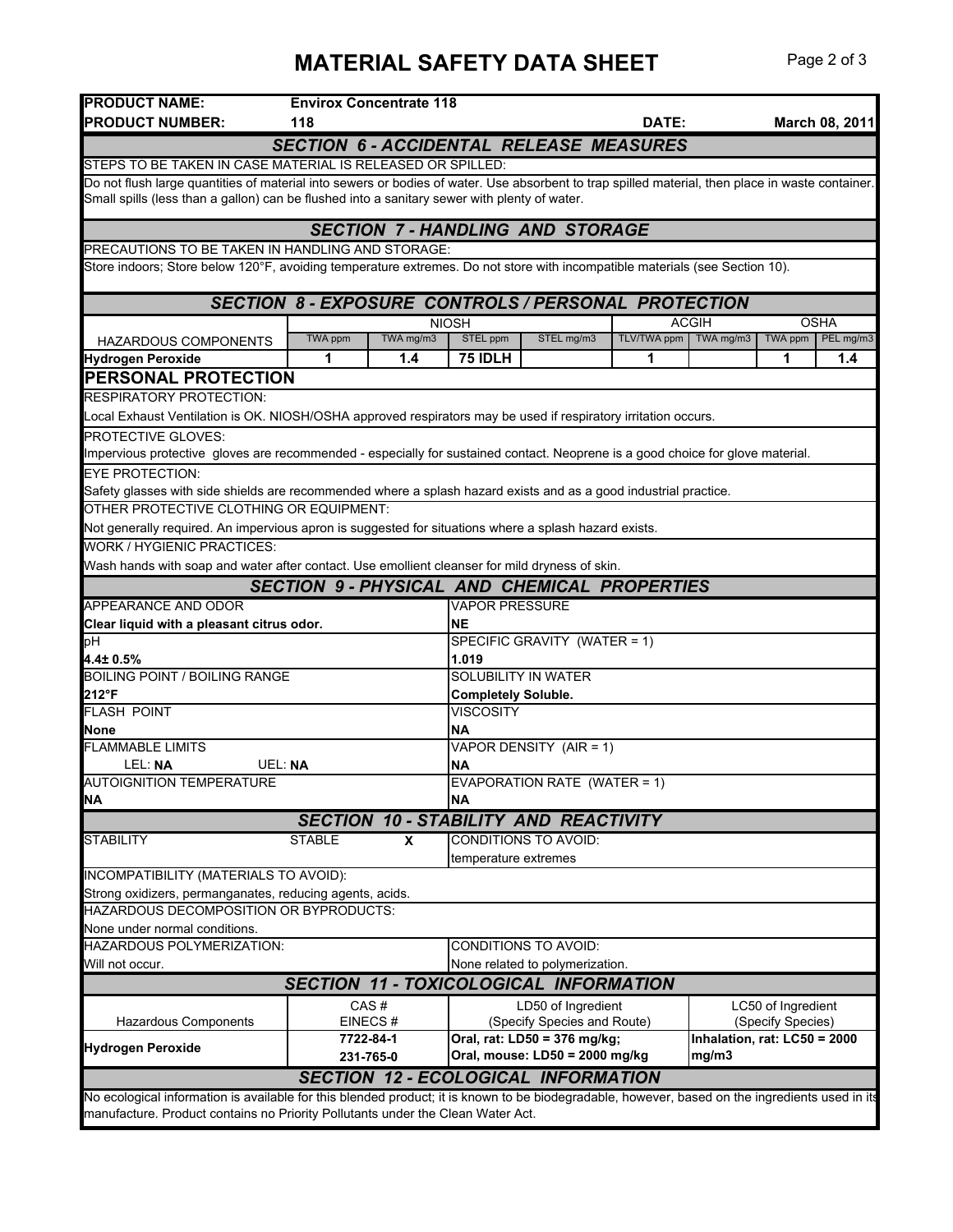# MATERIAL SAFETY DATA SHEET

| | | | |
|---|---|---|---|
| **PRODUCT NAME:** | **Envirox Concentrate 118** | | |
| **PRODUCT NUMBER:** | **118** | **DATE:** | **March 08, 2011** |

## SECTION 6 - ACCIDENTAL RELEASE MEASURES

STEPS TO BE TAKEN IN CASE MATERIAL IS RELEASED OR SPILLED:

Do not flush large quantities of material into sewers or bodies of water. Use absorbent to trap spilled material, then place in waste container. Small spills (less than a gallon) can be flushed into a sanitary sewer with plenty of water.

## SECTION 7 - HANDLING AND STORAGE

PRECAUTIONS TO BE TAKEN IN HANDLING AND STORAGE:

Store indoors; Store below 120°F, avoiding temperature extremes. Do not store with incompatible materials (see Section 10).

## SECTION 8 - EXPOSURE CONTROLS / PERSONAL PROTECTION

| | NIOSH | | | | ACGIH | | OSHA | |
|---|---|---|---|---|---|---|---|---|
| HAZARDOUS COMPONENTS | TWA ppm | TWA mg/m3 | STEL ppm | STEL mg/m3 | TLV/TWA ppm | TWA mg/m3 | TWA ppm | PEL mg/m3 |
| **Hydrogen Peroxide** | **1** | **1.4** | **75 IDLH** | | **1** | | **1** | **1.4** |

### PERSONAL PROTECTION

RESPIRATORY PROTECTION:

Local Exhaust Ventilation is OK. NIOSH/OSHA approved respirators may be used if respiratory irritation occurs.

PROTECTIVE GLOVES:

Impervious protective gloves are recommended - especially for sustained contact. Neoprene is a good choice for glove material.

EYE PROTECTION:

Safety glasses with side shields are recommended where a splash hazard exists and as a good industrial practice.

OTHER PROTECTIVE CLOTHING OR EQUIPMENT:

Not generally required. An impervious apron is suggested for situations where a splash hazard exists.

WORK / HYGIENIC PRACTICES:

Wash hands with soap and water after contact. Use emollient cleanser for mild dryness of skin.

## SECTION 9 - PHYSICAL AND CHEMICAL PROPERTIES

| | |
|---|---|
| APPEARANCE AND ODOR<br>**Clear liquid with a pleasant citrus odor.** | VAPOR PRESSURE<br>**NE** |
| pH<br>**4.4± 0.5%** | SPECIFIC GRAVITY (WATER = 1)<br>**1.019** |
| BOILING POINT / BOILING RANGE<br>**212°F** | SOLUBILITY IN WATER<br>**Completely Soluble.** |
| FLASH POINT<br>**None** | VISCOSITY<br>**NA** |
| FLAMMABLE LIMITS<br>LEL: **NA** UEL: **NA** | VAPOR DENSITY (AIR = 1)<br>**NA** |
| AUTOIGNITION TEMPERATURE<br>**NA** | EVAPORATION RATE (WATER = 1)<br>**NA** |

## SECTION 10 - STABILITY AND REACTIVITY

| | | |
|---|---|---|
| STABILITY | STABLE **X** | CONDITIONS TO AVOID:<br>temperature extremes |

INCOMPATIBILITY (MATERIALS TO AVOID):

Strong oxidizers, permanganates, reducing agents, acids.

HAZARDOUS DECOMPOSITION OR BYPRODUCTS:

None under normal conditions.

| | |
|---|---|
| HAZARDOUS POLYMERIZATION:<br>Will not occur. | CONDITIONS TO AVOID:<br>None related to polymerization. |

## SECTION 11 - TOXICOLOGICAL INFORMATION

| Hazardous Components | CAS #<br>EINECS # | LD50 of Ingredient<br>(Specify Species and Route) | LC50 of Ingredient<br>(Specify Species) |
|---|---|---|---|
| **Hydrogen Peroxide** | **7722-84-1**<br>**231-765-0** | **Oral, rat: LD50 = 376 mg/kg;**<br>**Oral, mouse: LD50 = 2000 mg/kg** | **Inhalation, rat: LC50 = 2000 mg/m3** |

## SECTION 12 - ECOLOGICAL INFORMATION

No ecological information is available for this blended product; it is known to be biodegradable, however, based on the ingredients used in its manufacture. Product contains no Priority Pollutants under the Clean Water Act.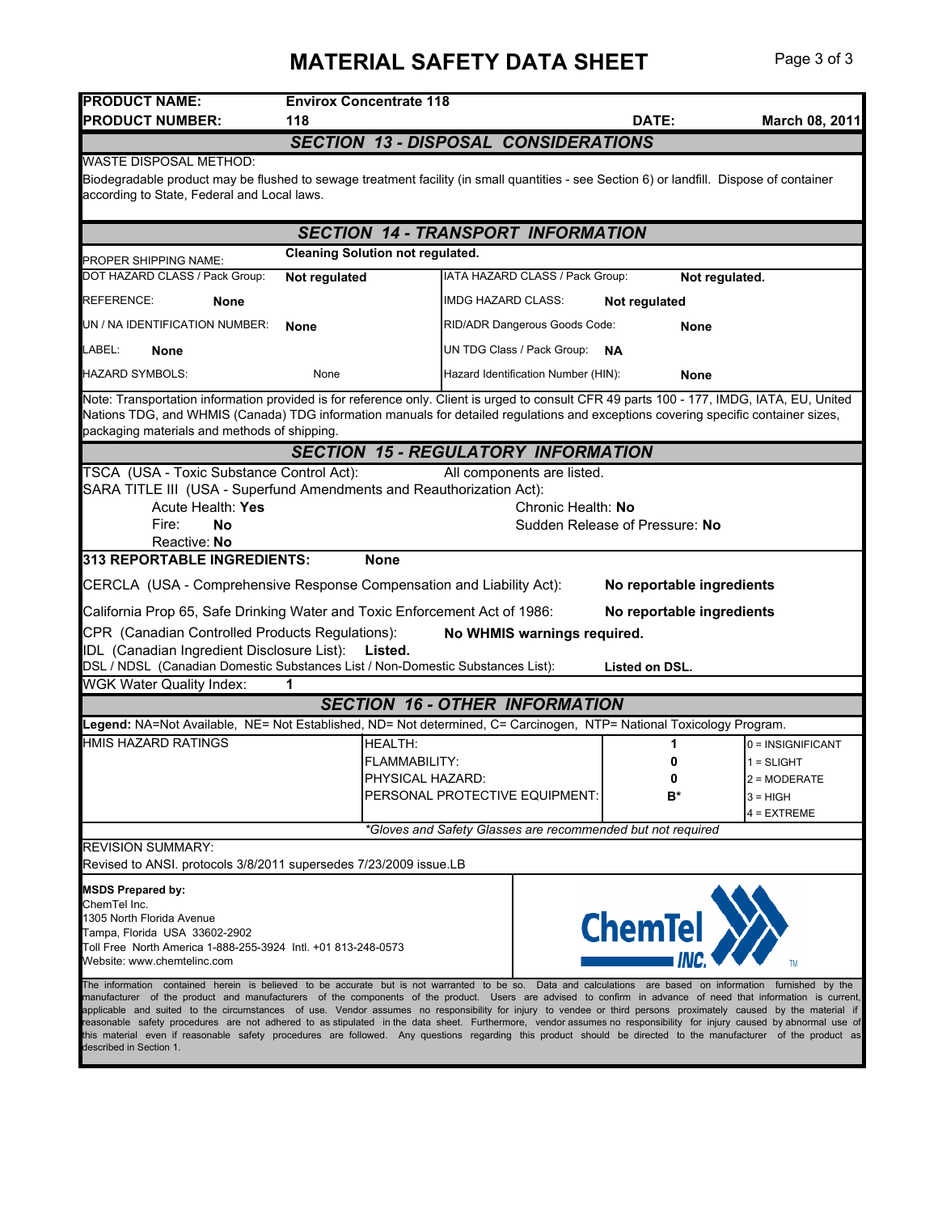# MATERIAL SAFETY DATA SHEET

| | | | |
|---|---|---|---|
| **PRODUCT NAME:** | **Envirox Concentrate 118** | | |
| **PRODUCT NUMBER:** | **118** | **DATE:** | **March 08, 2011** |

## SECTION 13 - DISPOSAL CONSIDERATIONS

WASTE DISPOSAL METHOD:

Biodegradable product may be flushed to sewage treatment facility (in small quantities - see Section 6) or landfill. Dispose of container according to State, Federal and Local laws.

## SECTION 14 - TRANSPORT INFORMATION

| | | | |
|---|---|---|---|
| PROPER SHIPPING NAME: | **Cleaning Solution not regulated.** | | |
| DOT HAZARD CLASS / Pack Group: | **Not regulated** | IATA HAZARD CLASS / Pack Group: | **Not regulated.** |
| REFERENCE: | **None** | IMDG HAZARD CLASS: | **Not regulated** |
| UN / NA IDENTIFICATION NUMBER: | **None** | RID/ADR Dangerous Goods Code: | **None** |
| LABEL: | **None** | UN TDG Class / Pack Group: | **NA** |
| HAZARD SYMBOLS: | None | Hazard Identification Number (HIN): | **None** |

Note: Transportation information provided is for reference only. Client is urged to consult CFR 49 parts 100 - 177, IMDG, IATA, EU, United Nations TDG, and WHMIS (Canada) TDG information manuals for detailed regulations and exceptions covering specific container sizes, packaging materials and methods of shipping.

## SECTION 15 - REGULATORY INFORMATION

TSCA (USA - Toxic Substance Control Act): All components are listed.

SARA TITLE III (USA - Superfund Amendments and Reauthorization Act):

- Acute Health: **Yes**
- Chronic Health: **No**
- Fire: **No**
- Sudden Release of Pressure: **No**
- Reactive: **No**

**313 REPORTABLE INGREDIENTS:** **None**

CERCLA (USA - Comprehensive Response Compensation and Liability Act): **No reportable ingredients**

California Prop 65, Safe Drinking Water and Toxic Enforcement Act of 1986: **No reportable ingredients**

CPR (Canadian Controlled Products Regulations): **No WHMIS warnings required.**

IDL (Canadian Ingredient Disclosure List): **Listed.**

DSL / NDSL (Canadian Domestic Substances List / Non-Domestic Substances List): **Listed on DSL.**

WGK Water Quality Index: **1**

## SECTION 16 - OTHER INFORMATION

**Legend:** NA=Not Available, NE= Not Established, ND= Not determined, C= Carcinogen, NTP= National Toxicology Program.

| HMIS HAZARD RATINGS | | | |
|---|---|---|---|
| | HEALTH: | **1** | 0 = INSIGNIFICANT |
| | FLAMMABILITY: | **0** | 1 = SLIGHT |
| | PHYSICAL HAZARD: | **0** | 2 = MODERATE |
| | PERSONAL PROTECTIVE EQUIPMENT: | **B*** | 3 = HIGH |
| | | | 4 = EXTREME |

*\*Gloves and Safety Glasses are recommended but not required*

REVISION SUMMARY:

Revised to ANSI. protocols 3/8/2011 supersedes 7/23/2009 issue.LB

**MSDS Prepared by:**
ChemTel Inc.
1305 North Florida Avenue
Tampa, Florida USA 33602-2902
Toll Free North America 1-888-255-3924 Intl. +01 813-248-0573
Website: www.chemtelinc.com

ChemTel INC. TM

The information contained herein is believed to be accurate but is not warranted to be so. Data and calculations are based on information furnished by the manufacturer of the product and manufacturers of the components of the product. Users are advised to confirm in advance of need that information is current, applicable and suited to the circumstances of use. Vendor assumes no responsibility for injury to vendee or third persons proximately caused by the material if reasonable safety procedures are not adhered to as stipulated in the data sheet. Furthermore, vendor assumes no responsibility for injury caused by abnormal use of this material even if reasonable safety procedures are followed. Any questions regarding this product should be directed to the manufacturer of the product as described in Section 1.